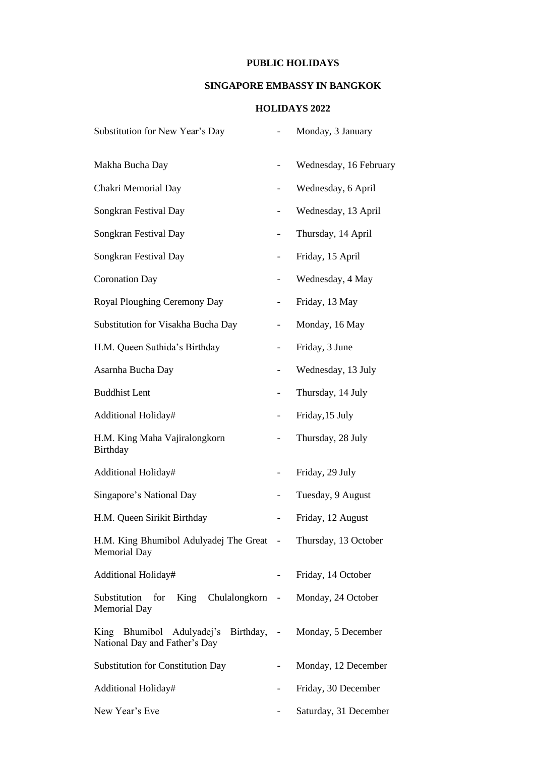**PUBLIC HOLIDAYS**

**SINGAPORE EMBASSY IN BANGKOK**

**HOLIDAYS 2022**

| | | |
|---|---|---|
| Substitution for New Year's Day | - | Monday, 3 January |
| Makha Bucha Day | - | Wednesday, 16 February |
| Chakri Memorial Day | - | Wednesday, 6 April |
| Songkran Festival Day | - | Wednesday, 13 April |
| Songkran Festival Day | - | Thursday, 14 April |
| Songkran Festival Day | - | Friday, 15 April |
| Coronation Day | - | Wednesday, 4 May |
| Royal Ploughing Ceremony Day | - | Friday, 13 May |
| Substitution for Visakha Bucha Day | - | Monday, 16 May |
| H.M. Queen Suthida's Birthday | - | Friday, 3 June |
| Asarnha Bucha Day | - | Wednesday, 13 July |
| Buddhist Lent | - | Thursday, 14 July |
| Additional Holiday# | - | Friday,15 July |
| H.M. King Maha Vajiralongkorn Birthday | - | Thursday, 28 July |
| Additional Holiday# | - | Friday, 29 July |
| Singapore's National Day | - | Tuesday, 9 August |
| H.M. Queen Sirikit Birthday | - | Friday, 12 August |
| H.M. King Bhumibol Adulyadej The Great Memorial Day | - | Thursday, 13 October |
| Additional Holiday# | - | Friday, 14 October |
| Substitution for King Chulalongkorn Memorial Day | - | Monday, 24 October |
| King Bhumibol Adulyadej's Birthday, National Day and Father's Day | - | Monday, 5 December |
| Substitution for Constitution Day | - | Monday, 12 December |
| Additional Holiday# | - | Friday, 30 December |
| New Year's Eve | - | Saturday, 31 December |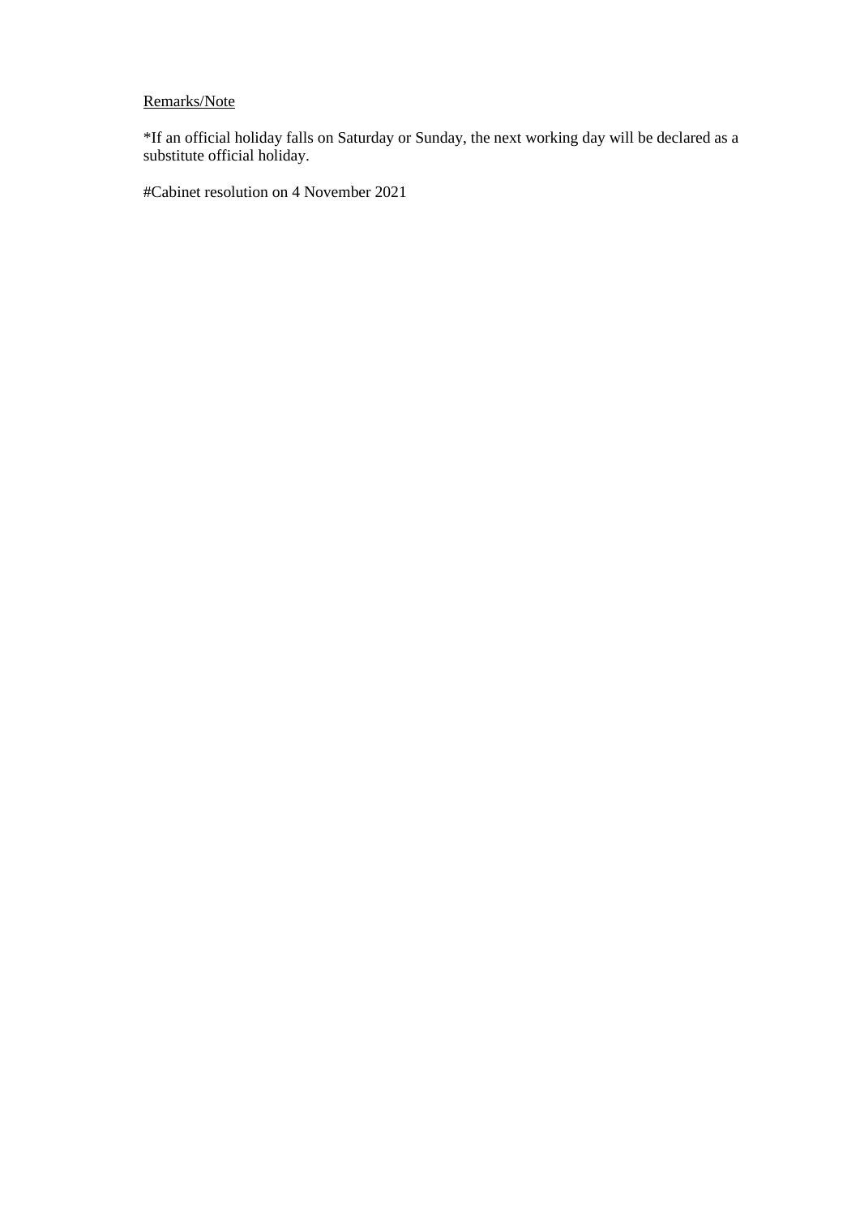Remarks/Note

*If an official holiday falls on Saturday or Sunday, the next working day will be declared as a substitute official holiday.

#Cabinet resolution on 4 November 2021